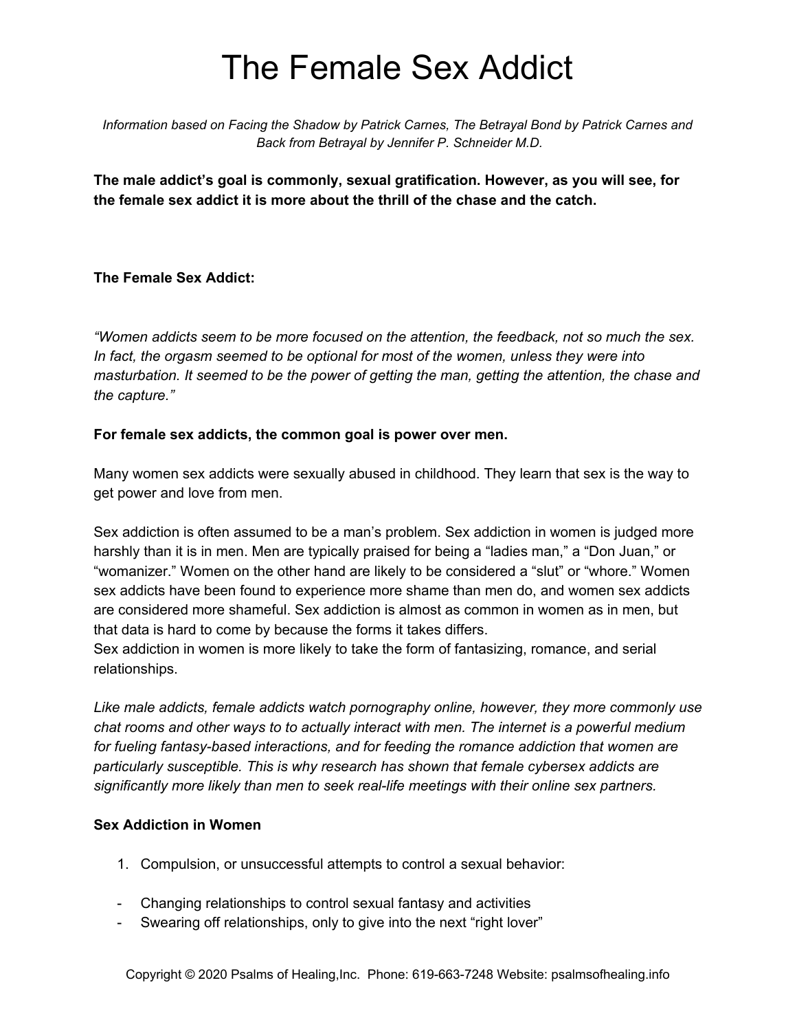# The Female Sex Addict

*Information based on Facing the Shadow by Patrick Carnes, The Betrayal Bond by Patrick Carnes and Back from Betrayal by Jennifer P. Schneider M.D.*

**The male addict's goal is commonly, sexual gratification. However, as you will see, for the female sex addict it is more about the thrill of the chase and the catch.**

**The Female Sex Addict:**

*"Women addicts seem to be more focused on the attention, the feedback, not so much the sex. In fact, the orgasm seemed to be optional for most of the women, unless they were into masturbation. It seemed to be the power of getting the man, getting the attention, the chase and the capture."*

**For female sex addicts, the common goal is power over men.**

Many women sex addicts were sexually abused in childhood. They learn that sex is the way to get power and love from men.

Sex addiction is often assumed to be a man's problem. Sex addiction in women is judged more harshly than it is in men. Men are typically praised for being a "ladies man," a "Don Juan," or "womanizer." Women on the other hand are likely to be considered a "slut" or "whore." Women sex addicts have been found to experience more shame than men do, and women sex addicts are considered more shameful. Sex addiction is almost as common in women as in men, but that data is hard to come by because the forms it takes differs.
Sex addiction in women is more likely to take the form of fantasizing, romance, and serial relationships.

*Like male addicts, female addicts watch pornography online, however, they more commonly use chat rooms and other ways to to actually interact with men. The internet is a powerful medium for fueling fantasy-based interactions, and for feeding the romance addiction that women are particularly susceptible. This is why research has shown that female cybersex addicts are significantly more likely than men to seek real-life meetings with their online sex partners.*

**Sex Addiction in Women**

1. Compulsion, or unsuccessful attempts to control a sexual behavior:

- Changing relationships to control sexual fantasy and activities
- Swearing off relationships, only to give into the next "right lover"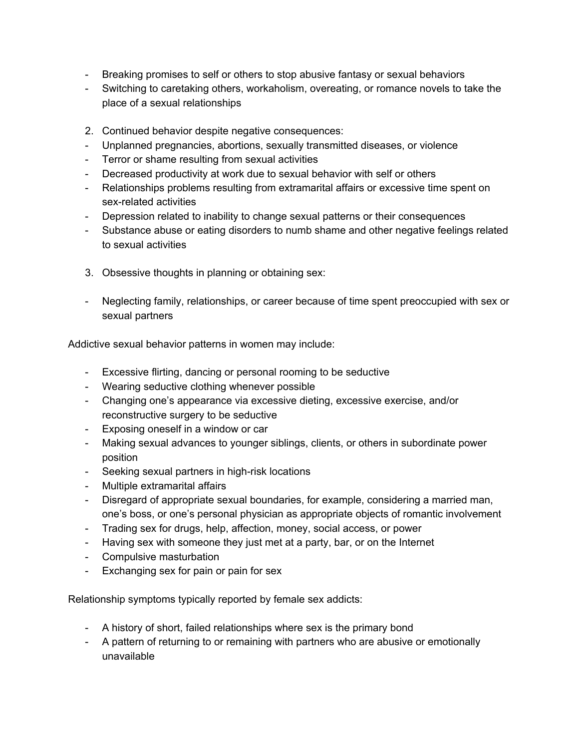- Breaking promises to self or others to stop abusive fantasy or sexual behaviors
- Switching to caretaking others, workaholism, overeating, or romance novels to take the place of a sexual relationships

2. Continued behavior despite negative consequences:

- Unplanned pregnancies, abortions, sexually transmitted diseases, or violence
- Terror or shame resulting from sexual activities
- Decreased productivity at work due to sexual behavior with self or others
- Relationships problems resulting from extramarital affairs or excessive time spent on sex-related activities
- Depression related to inability to change sexual patterns or their consequences
- Substance abuse or eating disorders to numb shame and other negative feelings related to sexual activities

3. Obsessive thoughts in planning or obtaining sex:

- Neglecting family, relationships, or career because of time spent preoccupied with sex or sexual partners

Addictive sexual behavior patterns in women may include:

- Excessive flirting, dancing or personal rooming to be seductive
- Wearing seductive clothing whenever possible
- Changing one's appearance via excessive dieting, excessive exercise, and/or reconstructive surgery to be seductive
- Exposing oneself in a window or car
- Making sexual advances to younger siblings, clients, or others in subordinate power position
- Seeking sexual partners in high-risk locations
- Multiple extramarital affairs
- Disregard of appropriate sexual boundaries, for example, considering a married man, one's boss, or one's personal physician as appropriate objects of romantic involvement
- Trading sex for drugs, help, affection, money, social access, or power
- Having sex with someone they just met at a party, bar, or on the Internet
- Compulsive masturbation
- Exchanging sex for pain or pain for sex

Relationship symptoms typically reported by female sex addicts:

- A history of short, failed relationships where sex is the primary bond
- A pattern of returning to or remaining with partners who are abusive or emotionally unavailable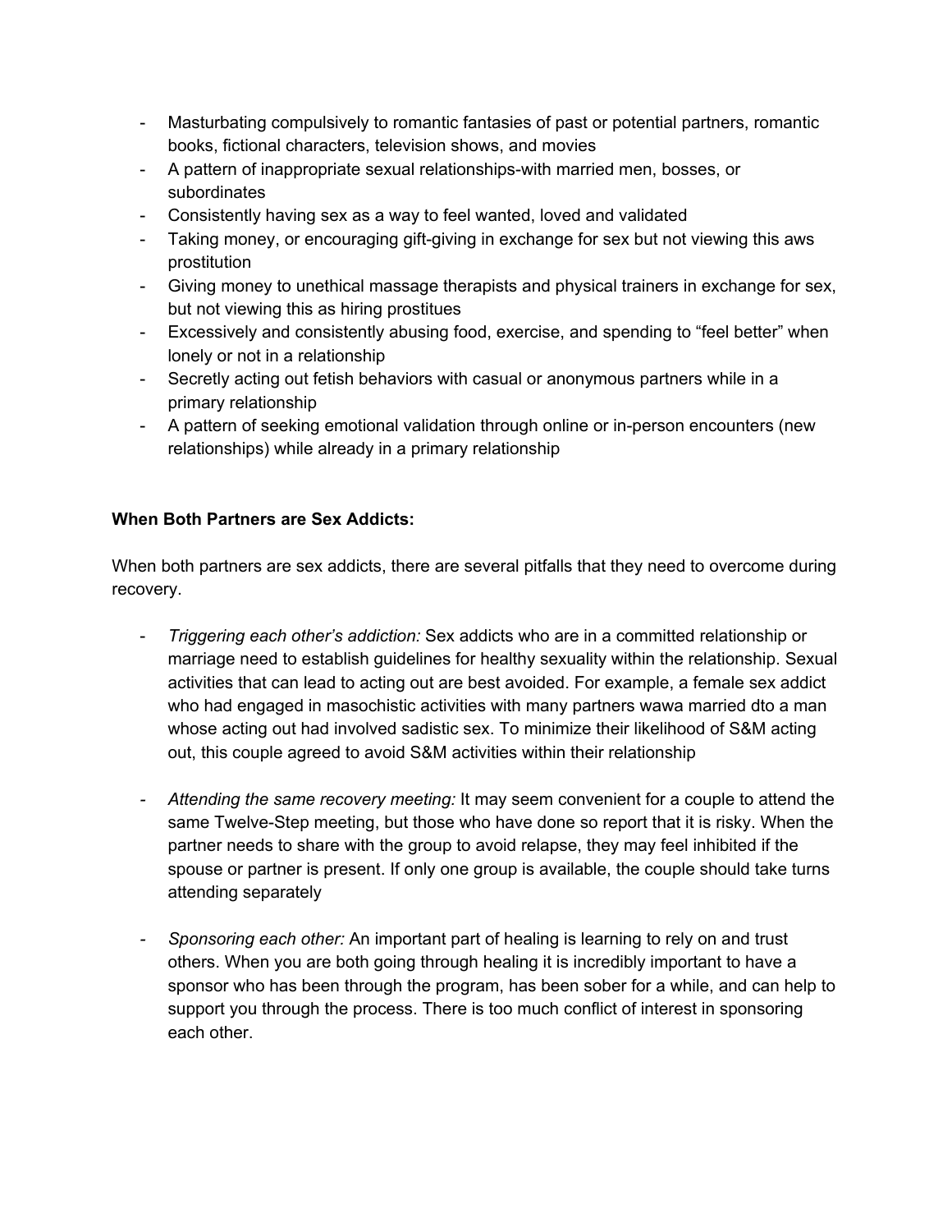- Masturbating compulsively to romantic fantasies of past or potential partners, romantic books, fictional characters, television shows, and movies
- A pattern of inappropriate sexual relationships-with married men, bosses, or subordinates
- Consistently having sex as a way to feel wanted, loved and validated
- Taking money, or encouraging gift-giving in exchange for sex but not viewing this aws prostitution
- Giving money to unethical massage therapists and physical trainers in exchange for sex, but not viewing this as hiring prostitues
- Excessively and consistently abusing food, exercise, and spending to "feel better" when lonely or not in a relationship
- Secretly acting out fetish behaviors with casual or anonymous partners while in a primary relationship
- A pattern of seeking emotional validation through online or in-person encounters (new relationships) while already in a primary relationship

**When Both Partners are Sex Addicts:**

When both partners are sex addicts, there are several pitfalls that they need to overcome during recovery.

- *Triggering each other's addiction:* Sex addicts who are in a committed relationship or marriage need to establish guidelines for healthy sexuality within the relationship. Sexual activities that can lead to acting out are best avoided. For example, a female sex addict who had engaged in masochistic activities with many partners wawa married dto a man whose acting out had involved sadistic sex. To minimize their likelihood of S&M acting out, this couple agreed to avoid S&M activities within their relationship

- *Attending the same recovery meeting:* It may seem convenient for a couple to attend the same Twelve-Step meeting, but those who have done so report that it is risky. When the partner needs to share with the group to avoid relapse, they may feel inhibited if the spouse or partner is present. If only one group is available, the couple should take turns attending separately

- *Sponsoring each other:* An important part of healing is learning to rely on and trust others. When you are both going through healing it is incredibly important to have a sponsor who has been through the program, has been sober for a while, and can help to support you through the process. There is too much conflict of interest in sponsoring each other.